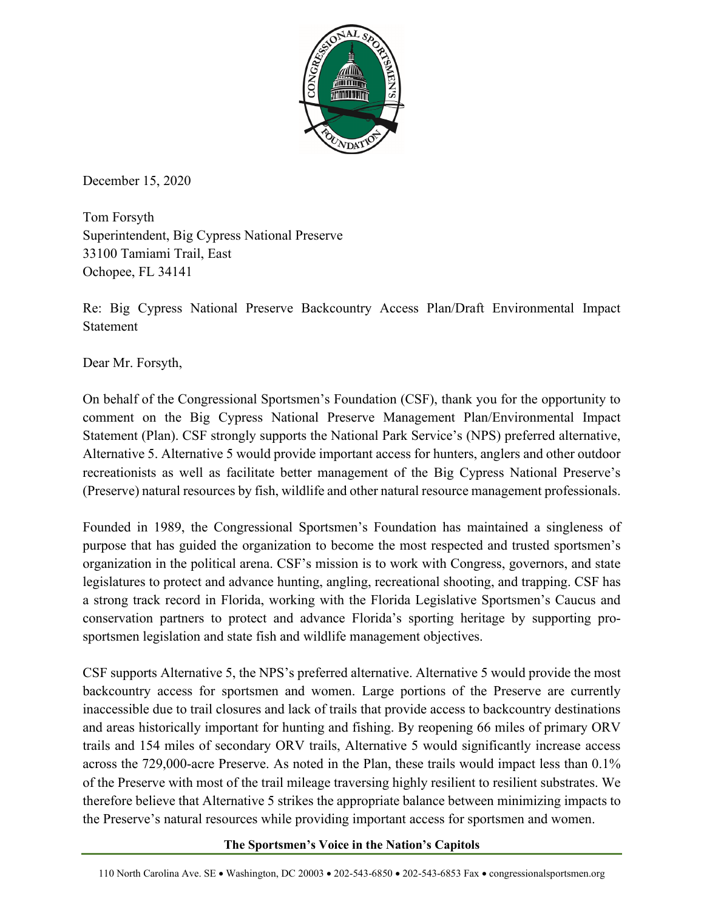December 15, 2020

Tom Forsyth
Superintendent, Big Cypress National Preserve
33100 Tamiami Trail, East
Ochopee, FL 34141

Re: Big Cypress National Preserve Backcountry Access Plan/Draft Environmental Impact Statement

Dear Mr. Forsyth,

On behalf of the Congressional Sportsmen's Foundation (CSF), thank you for the opportunity to comment on the Big Cypress National Preserve Management Plan/Environmental Impact Statement (Plan). CSF strongly supports the National Park Service's (NPS) preferred alternative, Alternative 5. Alternative 5 would provide important access for hunters, anglers and other outdoor recreationists as well as facilitate better management of the Big Cypress National Preserve's (Preserve) natural resources by fish, wildlife and other natural resource management professionals.

Founded in 1989, the Congressional Sportsmen's Foundation has maintained a singleness of purpose that has guided the organization to become the most respected and trusted sportsmen's organization in the political arena. CSF's mission is to work with Congress, governors, and state legislatures to protect and advance hunting, angling, recreational shooting, and trapping. CSF has a strong track record in Florida, working with the Florida Legislative Sportsmen's Caucus and conservation partners to protect and advance Florida's sporting heritage by supporting pro-sportsmen legislation and state fish and wildlife management objectives.

CSF supports Alternative 5, the NPS's preferred alternative. Alternative 5 would provide the most backcountry access for sportsmen and women. Large portions of the Preserve are currently inaccessible due to trail closures and lack of trails that provide access to backcountry destinations and areas historically important for hunting and fishing. By reopening 66 miles of primary ORV trails and 154 miles of secondary ORV trails, Alternative 5 would significantly increase access across the 729,000-acre Preserve. As noted in the Plan, these trails would impact less than 0.1% of the Preserve with most of the trail mileage traversing highly resilient to resilient substrates. We therefore believe that Alternative 5 strikes the appropriate balance between minimizing impacts to the Preserve's natural resources while providing important access for sportsmen and women.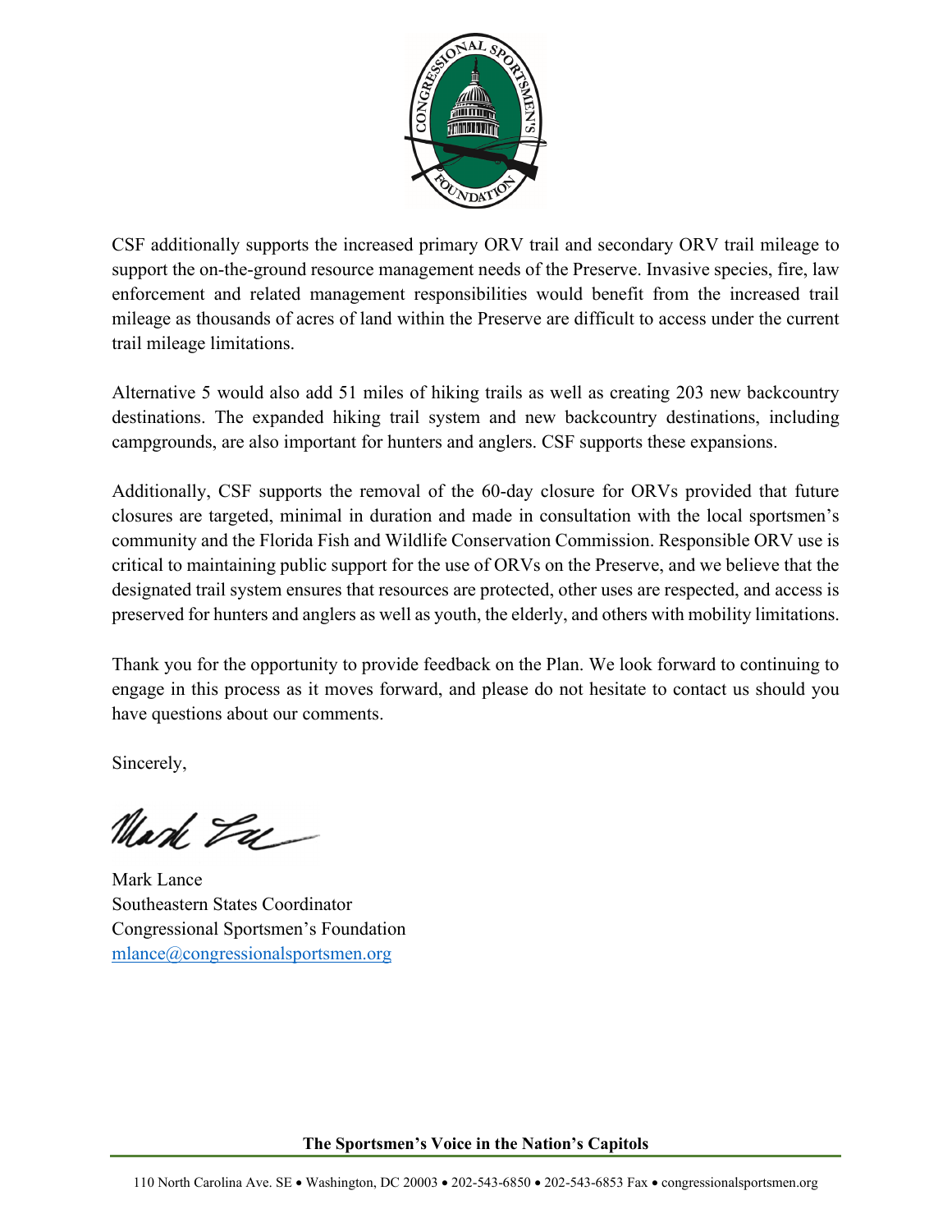CSF additionally supports the increased primary ORV trail and secondary ORV trail mileage to support the on-the-ground resource management needs of the Preserve. Invasive species, fire, law enforcement and related management responsibilities would benefit from the increased trail mileage as thousands of acres of land within the Preserve are difficult to access under the current trail mileage limitations.

Alternative 5 would also add 51 miles of hiking trails as well as creating 203 new backcountry destinations. The expanded hiking trail system and new backcountry destinations, including campgrounds, are also important for hunters and anglers. CSF supports these expansions.

Additionally, CSF supports the removal of the 60-day closure for ORVs provided that future closures are targeted, minimal in duration and made in consultation with the local sportsmen's community and the Florida Fish and Wildlife Conservation Commission. Responsible ORV use is critical to maintaining public support for the use of ORVs on the Preserve, and we believe that the designated trail system ensures that resources are protected, other uses are respected, and access is preserved for hunters and anglers as well as youth, the elderly, and others with mobility limitations.

Thank you for the opportunity to provide feedback on the Plan. We look forward to continuing to engage in this process as it moves forward, and please do not hesitate to contact us should you have questions about our comments.

Sincerely,

Mark Lance
Southeastern States Coordinator
Congressional Sportsmen's Foundation
mlance@congressionalsportsmen.org

**The Sportsmen's Voice in the Nation's Capitols**

110 North Carolina Ave. SE • Washington, DC 20003 • 202-543-6850 • 202-543-6853 Fax • congressionalsportsmen.org